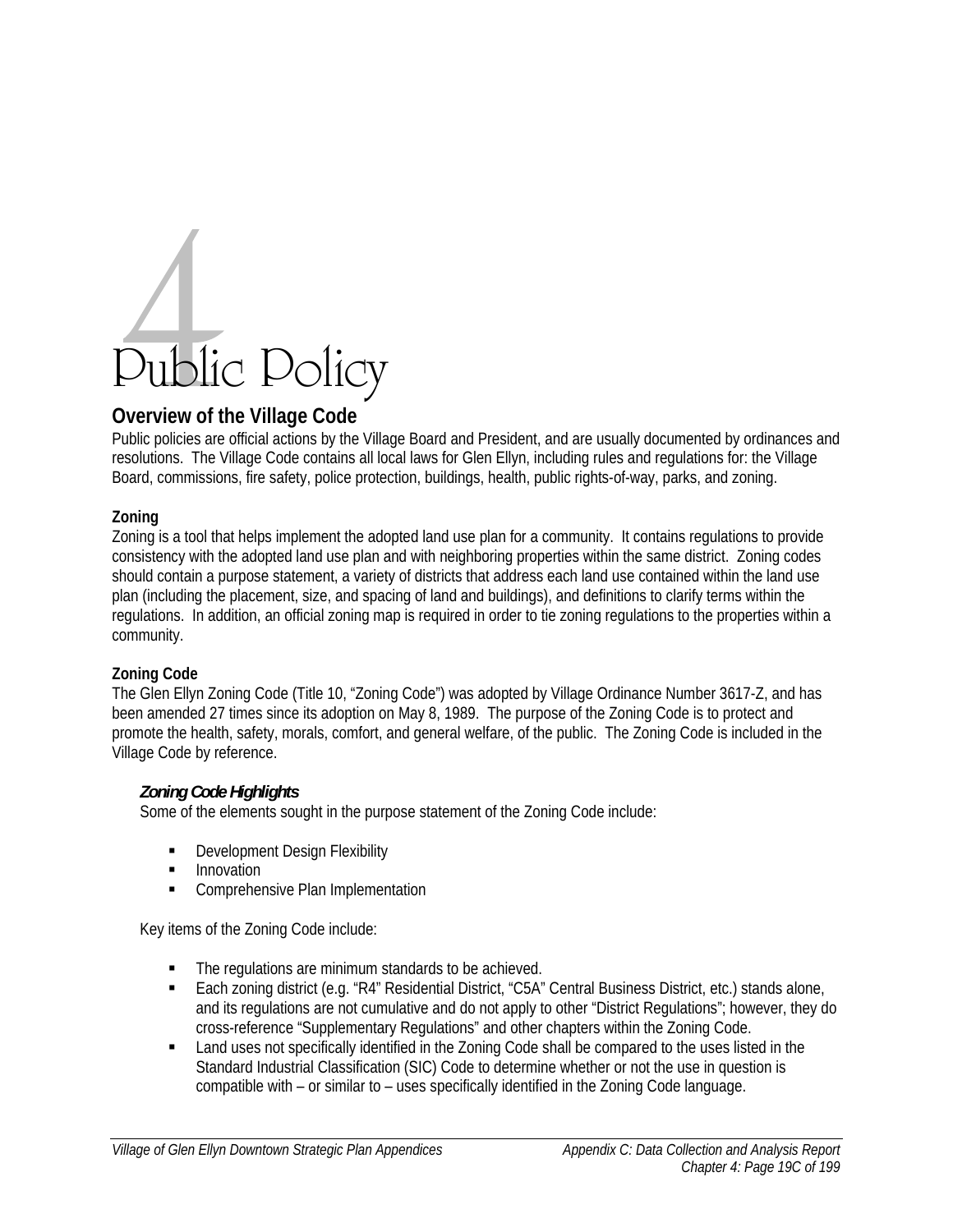# 4 Public Policy

## Overview of the Village Code

Public policies are official actions by the Village Board and President, and are usually documented by ordinances and resolutions. The Village Code contains all local laws for Glen Ellyn, including rules and regulations for: the Village Board, commissions, fire safety, police protection, buildings, health, public rights-of-way, parks, and zoning.

### Zoning

Zoning is a tool that helps implement the adopted land use plan for a community. It contains regulations to provide consistency with the adopted land use plan and with neighboring properties within the same district. Zoning codes should contain a purpose statement, a variety of districts that address each land use contained within the land use plan (including the placement, size, and spacing of land and buildings), and definitions to clarify terms within the regulations. In addition, an official zoning map is required in order to tie zoning regulations to the properties within a community.

### Zoning Code

The Glen Ellyn Zoning Code (Title 10, "Zoning Code") was adopted by Village Ordinance Number 3617-Z, and has been amended 27 times since its adoption on May 8, 1989. The purpose of the Zoning Code is to protect and promote the health, safety, morals, comfort, and general welfare, of the public. The Zoning Code is included in the Village Code by reference.

#### *Zoning Code Highlights*

Some of the elements sought in the purpose statement of the Zoning Code include:

- Development Design Flexibility
- Innovation
- Comprehensive Plan Implementation

Key items of the Zoning Code include:

- The regulations are minimum standards to be achieved.
- Each zoning district (e.g. "R4" Residential District, "C5A" Central Business District, etc.) stands alone, and its regulations are not cumulative and do not apply to other "District Regulations"; however, they do cross-reference "Supplementary Regulations" and other chapters within the Zoning Code.
- Land uses not specifically identified in the Zoning Code shall be compared to the uses listed in the Standard Industrial Classification (SIC) Code to determine whether or not the use in question is compatible with – or similar to – uses specifically identified in the Zoning Code language.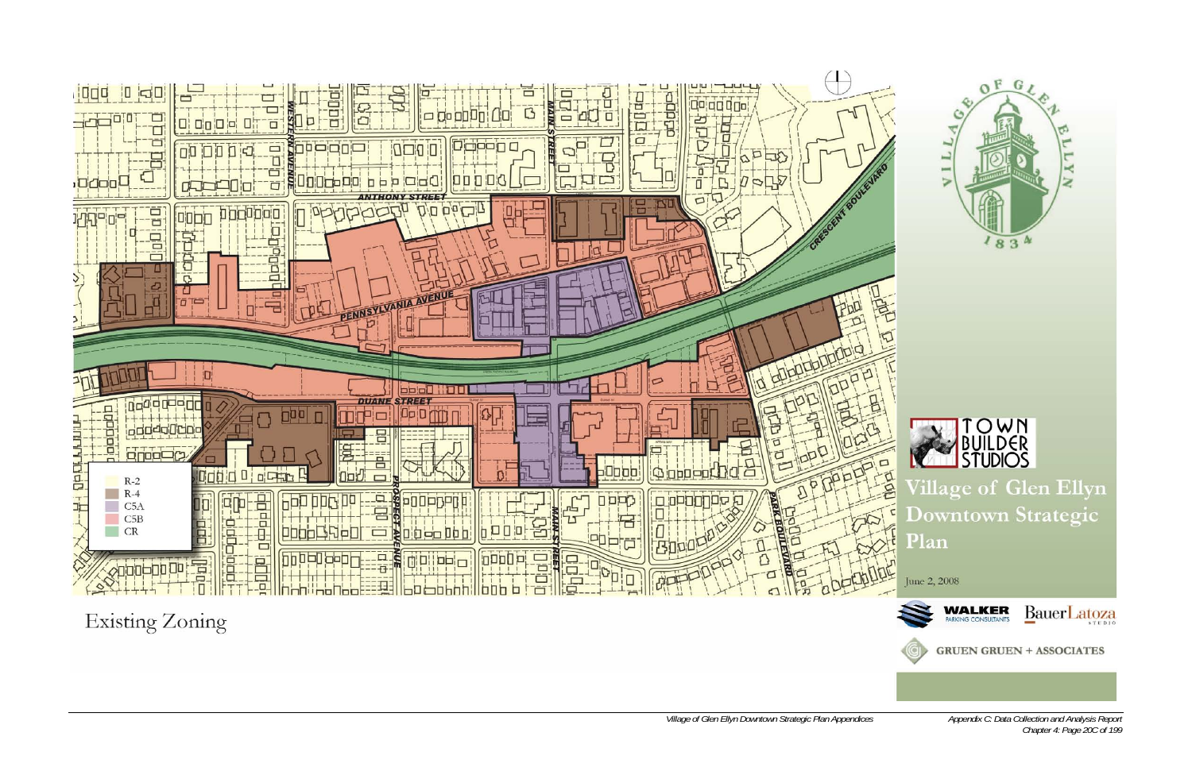# Existing Zoning

- R-2
- R-4
- C5A
- C5B
- CR

ANTHONY STREET

PENNSYLVANIA AVENUE

DUANE STREET

WESTERN AVENUE

MAIN STREET

PROSPECT AVENUE

PARK BOULEVARD

CRESCENT BOULEVARD

VILLAGE OF GLEN ELLYN 1834

TOWN BUILDER STUDIOS

Village of Glen Ellyn Downtown Strategic Plan

June 2, 2008

WALKER PARKING CONSULTANTS

BauerLatoza STUDIO

GRUEN GRUEN + ASSOCIATES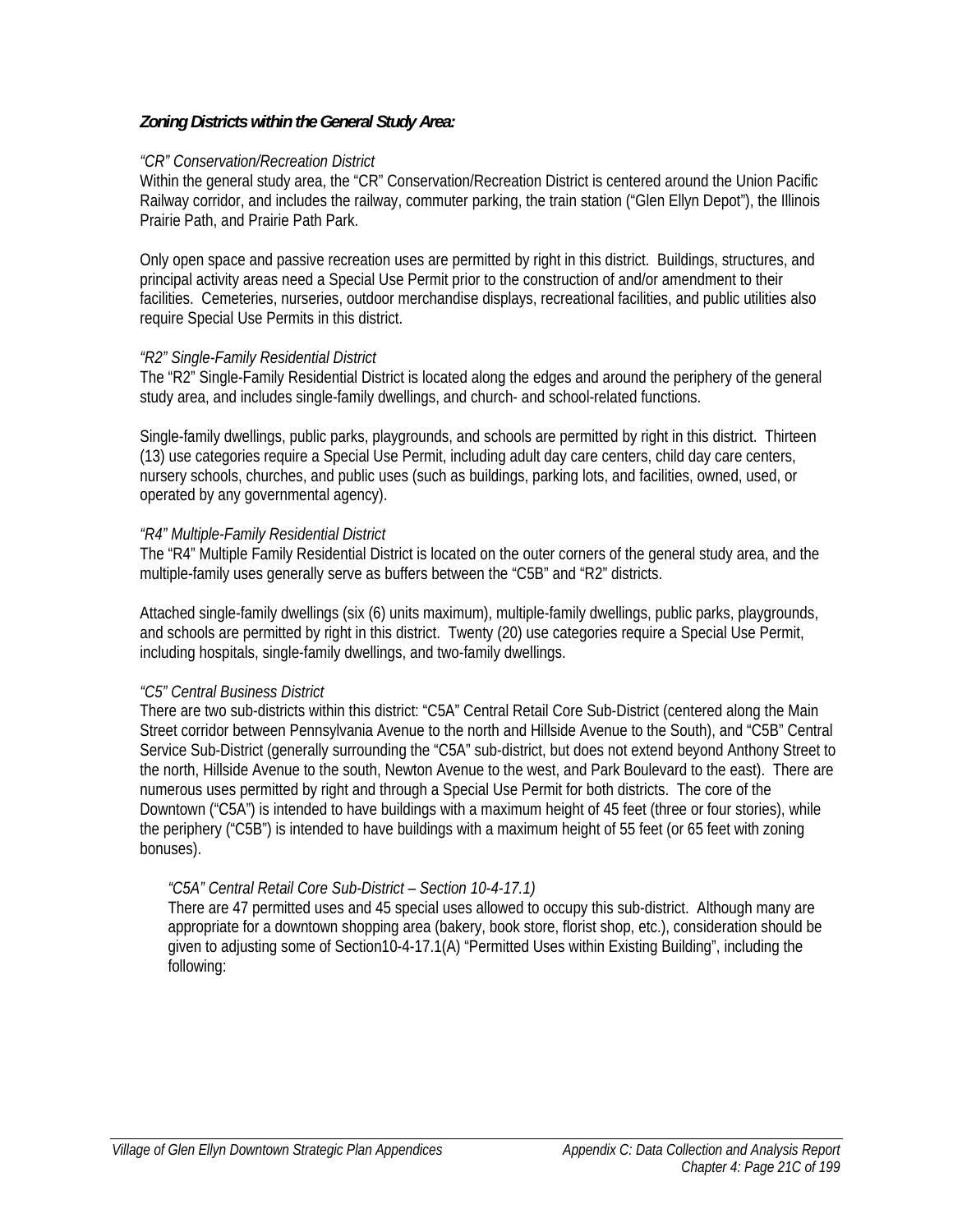***Zoning Districts within the General Study Area:***

*"CR" Conservation/Recreation District*

Within the general study area, the "CR" Conservation/Recreation District is centered around the Union Pacific Railway corridor, and includes the railway, commuter parking, the train station ("Glen Ellyn Depot"), the Illinois Prairie Path, and Prairie Path Park.

Only open space and passive recreation uses are permitted by right in this district. Buildings, structures, and principal activity areas need a Special Use Permit prior to the construction of and/or amendment to their facilities. Cemeteries, nurseries, outdoor merchandise displays, recreational facilities, and public utilities also require Special Use Permits in this district.

*"R2" Single-Family Residential District*

The "R2" Single-Family Residential District is located along the edges and around the periphery of the general study area, and includes single-family dwellings, and church- and school-related functions.

Single-family dwellings, public parks, playgrounds, and schools are permitted by right in this district. Thirteen (13) use categories require a Special Use Permit, including adult day care centers, child day care centers, nursery schools, churches, and public uses (such as buildings, parking lots, and facilities, owned, used, or operated by any governmental agency).

*"R4" Multiple-Family Residential District*

The "R4" Multiple Family Residential District is located on the outer corners of the general study area, and the multiple-family uses generally serve as buffers between the "C5B" and "R2" districts.

Attached single-family dwellings (six (6) units maximum), multiple-family dwellings, public parks, playgrounds, and schools are permitted by right in this district. Twenty (20) use categories require a Special Use Permit, including hospitals, single-family dwellings, and two-family dwellings.

*"C5" Central Business District*

There are two sub-districts within this district: "C5A" Central Retail Core Sub-District (centered along the Main Street corridor between Pennsylvania Avenue to the north and Hillside Avenue to the South), and "C5B" Central Service Sub-District (generally surrounding the "C5A" sub-district, but does not extend beyond Anthony Street to the north, Hillside Avenue to the south, Newton Avenue to the west, and Park Boulevard to the east). There are numerous uses permitted by right and through a Special Use Permit for both districts. The core of the Downtown ("C5A") is intended to have buildings with a maximum height of 45 feet (three or four stories), while the periphery ("C5B") is intended to have buildings with a maximum height of 55 feet (or 65 feet with zoning bonuses).

*"C5A" Central Retail Core Sub-District – Section 10-4-17.1)*

There are 47 permitted uses and 45 special uses allowed to occupy this sub-district. Although many are appropriate for a downtown shopping area (bakery, book store, florist shop, etc.), consideration should be given to adjusting some of Section10-4-17.1(A) "Permitted Uses within Existing Building", including the following: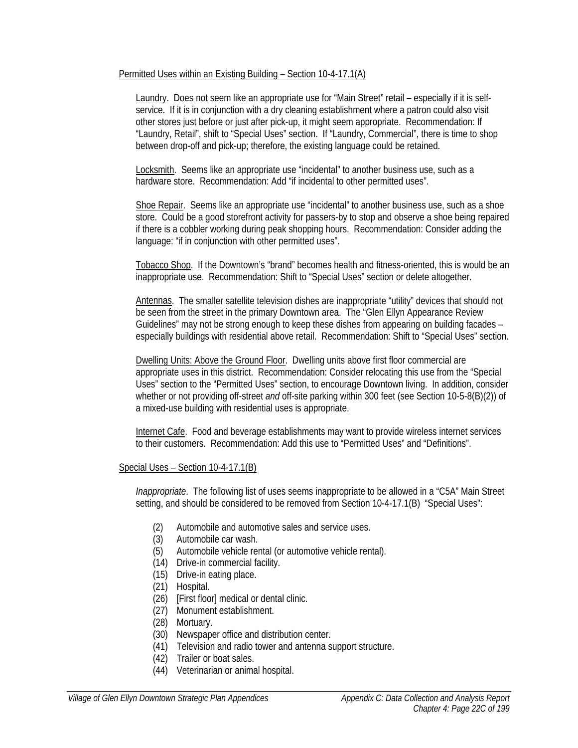Permitted Uses within an Existing Building – Section 10-4-17.1(A)

Laundry. Does not seem like an appropriate use for "Main Street" retail – especially if it is self-service. If it is in conjunction with a dry cleaning establishment where a patron could also visit other stores just before or just after pick-up, it might seem appropriate. Recommendation: If "Laundry, Retail", shift to "Special Uses" section. If "Laundry, Commercial", there is time to shop between drop-off and pick-up; therefore, the existing language could be retained.

Locksmith. Seems like an appropriate use "incidental" to another business use, such as a hardware store. Recommendation: Add "if incidental to other permitted uses".

Shoe Repair. Seems like an appropriate use "incidental" to another business use, such as a shoe store. Could be a good storefront activity for passers-by to stop and observe a shoe being repaired if there is a cobbler working during peak shopping hours. Recommendation: Consider adding the language: "if in conjunction with other permitted uses".

Tobacco Shop. If the Downtown's "brand" becomes health and fitness-oriented, this is would be an inappropriate use. Recommendation: Shift to "Special Uses" section or delete altogether.

Antennas. The smaller satellite television dishes are inappropriate "utility" devices that should not be seen from the street in the primary Downtown area. The "Glen Ellyn Appearance Review Guidelines" may not be strong enough to keep these dishes from appearing on building facades – especially buildings with residential above retail. Recommendation: Shift to "Special Uses" section.

Dwelling Units: Above the Ground Floor. Dwelling units above first floor commercial are appropriate uses in this district. Recommendation: Consider relocating this use from the "Special Uses" section to the "Permitted Uses" section, to encourage Downtown living. In addition, consider whether or not providing off-street *and* off-site parking within 300 feet (see Section 10-5-8(B)(2)) of a mixed-use building with residential uses is appropriate.

Internet Cafe. Food and beverage establishments may want to provide wireless internet services to their customers. Recommendation: Add this use to "Permitted Uses" and "Definitions".

Special Uses – Section 10-4-17.1(B)

*Inappropriate*. The following list of uses seems inappropriate to be allowed in a "C5A" Main Street setting, and should be considered to be removed from Section 10-4-17.1(B) "Special Uses":

- (2) Automobile and automotive sales and service uses.
- (3) Automobile car wash.
- (5) Automobile vehicle rental (or automotive vehicle rental).
- (14) Drive-in commercial facility.
- (15) Drive-in eating place.
- (21) Hospital.
- (26) [First floor] medical or dental clinic.
- (27) Monument establishment.
- (28) Mortuary.
- (30) Newspaper office and distribution center.
- (41) Television and radio tower and antenna support structure.
- (42) Trailer or boat sales.
- (44) Veterinarian or animal hospital.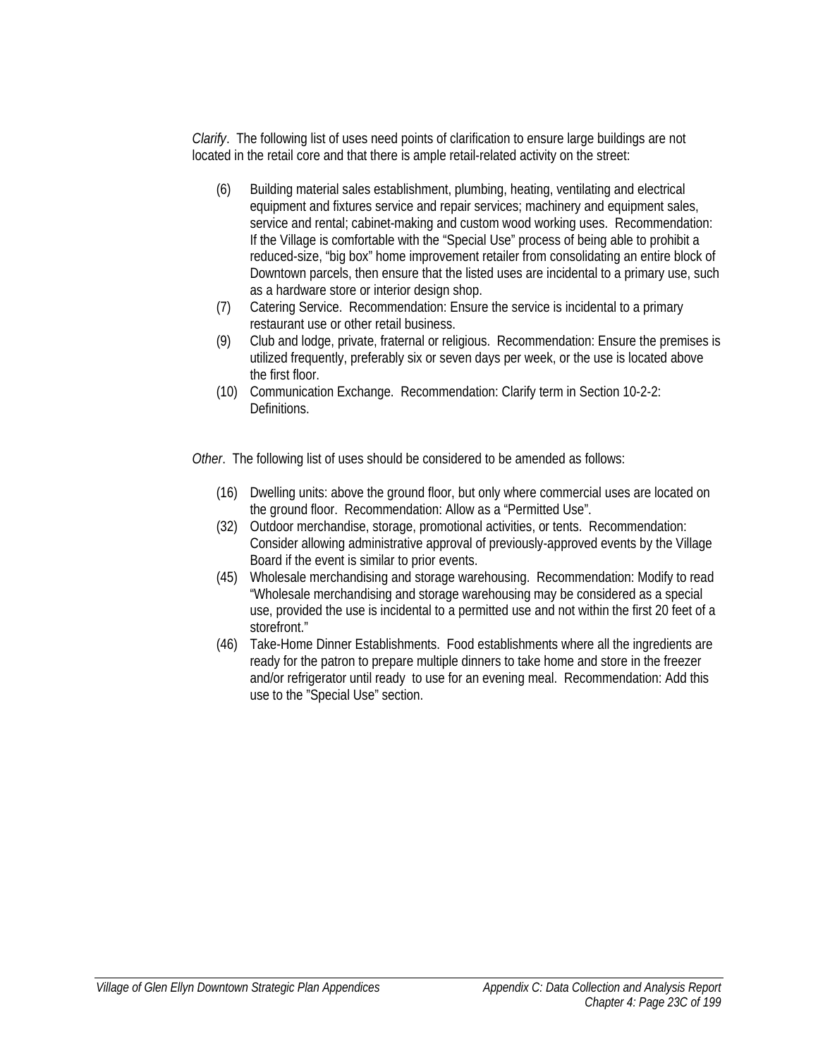*Clarify*. The following list of uses need points of clarification to ensure large buildings are not located in the retail core and that there is ample retail-related activity on the street:

- (6) Building material sales establishment, plumbing, heating, ventilating and electrical equipment and fixtures service and repair services; machinery and equipment sales, service and rental; cabinet-making and custom wood working uses. Recommendation: If the Village is comfortable with the "Special Use" process of being able to prohibit a reduced-size, "big box" home improvement retailer from consolidating an entire block of Downtown parcels, then ensure that the listed uses are incidental to a primary use, such as a hardware store or interior design shop.
- (7) Catering Service. Recommendation: Ensure the service is incidental to a primary restaurant use or other retail business.
- (9) Club and lodge, private, fraternal or religious. Recommendation: Ensure the premises is utilized frequently, preferably six or seven days per week, or the use is located above the first floor.
- (10) Communication Exchange. Recommendation: Clarify term in Section 10-2-2: Definitions.

*Other*. The following list of uses should be considered to be amended as follows:

- (16) Dwelling units: above the ground floor, but only where commercial uses are located on the ground floor. Recommendation: Allow as a "Permitted Use".
- (32) Outdoor merchandise, storage, promotional activities, or tents. Recommendation: Consider allowing administrative approval of previously-approved events by the Village Board if the event is similar to prior events.
- (45) Wholesale merchandising and storage warehousing. Recommendation: Modify to read "Wholesale merchandising and storage warehousing may be considered as a special use, provided the use is incidental to a permitted use and not within the first 20 feet of a storefront."
- (46) Take-Home Dinner Establishments. Food establishments where all the ingredients are ready for the patron to prepare multiple dinners to take home and store in the freezer and/or refrigerator until ready to use for an evening meal. Recommendation: Add this use to the "Special Use" section.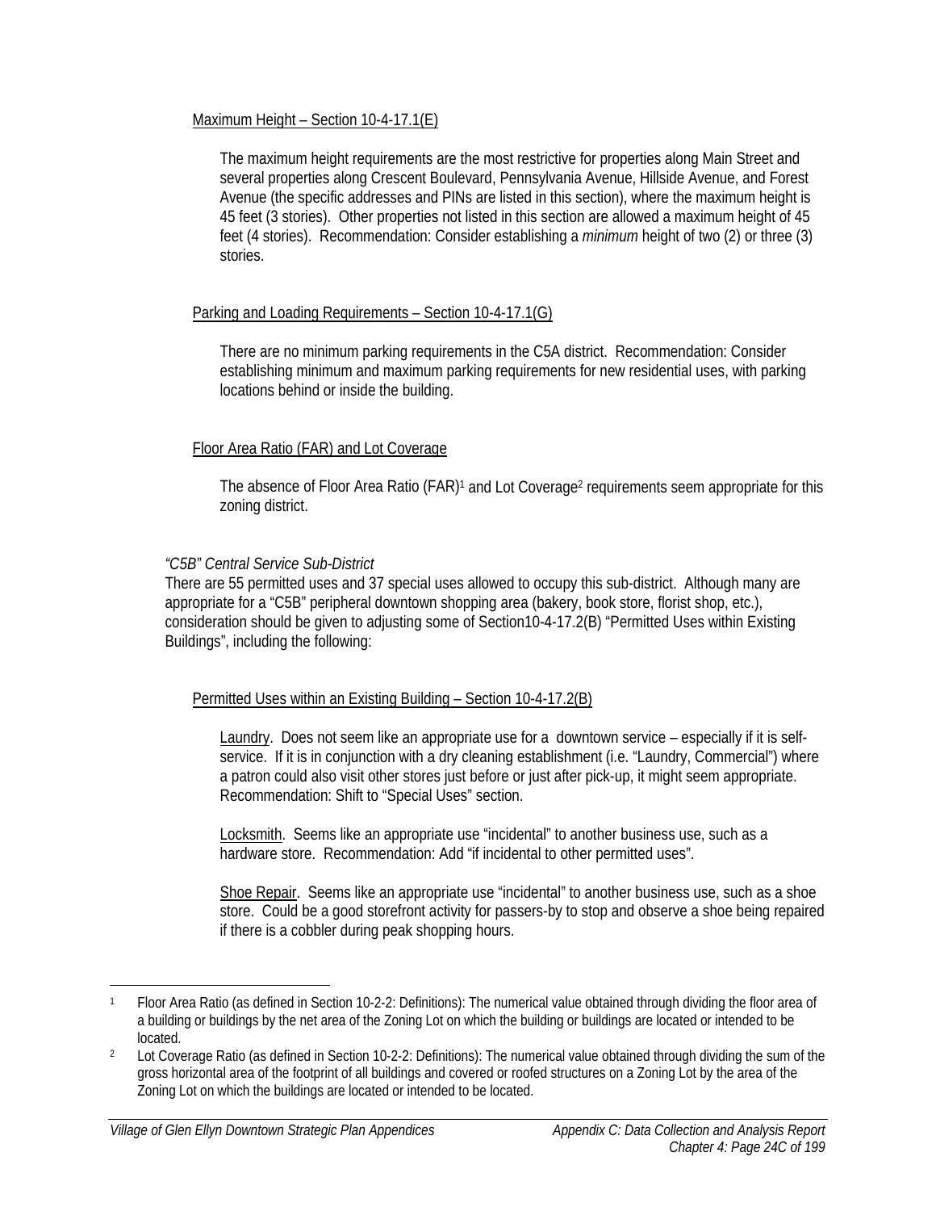Maximum Height – Section 10-4-17.1(E)

The maximum height requirements are the most restrictive for properties along Main Street and several properties along Crescent Boulevard, Pennsylvania Avenue, Hillside Avenue, and Forest Avenue (the specific addresses and PINs are listed in this section), where the maximum height is 45 feet (3 stories). Other properties not listed in this section are allowed a maximum height of 45 feet (4 stories). Recommendation: Consider establishing a *minimum* height of two (2) or three (3) stories.

Parking and Loading Requirements – Section 10-4-17.1(G)

There are no minimum parking requirements in the C5A district. Recommendation: Consider establishing minimum and maximum parking requirements for new residential uses, with parking locations behind or inside the building.

Floor Area Ratio (FAR) and Lot Coverage

The absence of Floor Area Ratio (FAR)[1] and Lot Coverage[2] requirements seem appropriate for this zoning district.

*"C5B" Central Service Sub-District*

There are 55 permitted uses and 37 special uses allowed to occupy this sub-district. Although many are appropriate for a "C5B" peripheral downtown shopping area (bakery, book store, florist shop, etc.), consideration should be given to adjusting some of Section10-4-17.2(B) "Permitted Uses within Existing Buildings", including the following:

Permitted Uses within an Existing Building – Section 10-4-17.2(B)

Laundry. Does not seem like an appropriate use for a downtown service – especially if it is self-service. If it is in conjunction with a dry cleaning establishment (i.e. "Laundry, Commercial") where a patron could also visit other stores just before or just after pick-up, it might seem appropriate. Recommendation: Shift to "Special Uses" section.

Locksmith. Seems like an appropriate use "incidental" to another business use, such as a hardware store. Recommendation: Add "if incidental to other permitted uses".

Shoe Repair. Seems like an appropriate use "incidental" to another business use, such as a shoe store. Could be a good storefront activity for passers-by to stop and observe a shoe being repaired if there is a cobbler during peak shopping hours.

---

[1] Floor Area Ratio (as defined in Section 10-2-2: Definitions): The numerical value obtained through dividing the floor area of a building or buildings by the net area of the Zoning Lot on which the building or buildings are located or intended to be located.

[2] Lot Coverage Ratio (as defined in Section 10-2-2: Definitions): The numerical value obtained through dividing the sum of the gross horizontal area of the footprint of all buildings and covered or roofed structures on a Zoning Lot by the area of the Zoning Lot on which the buildings are located or intended to be located.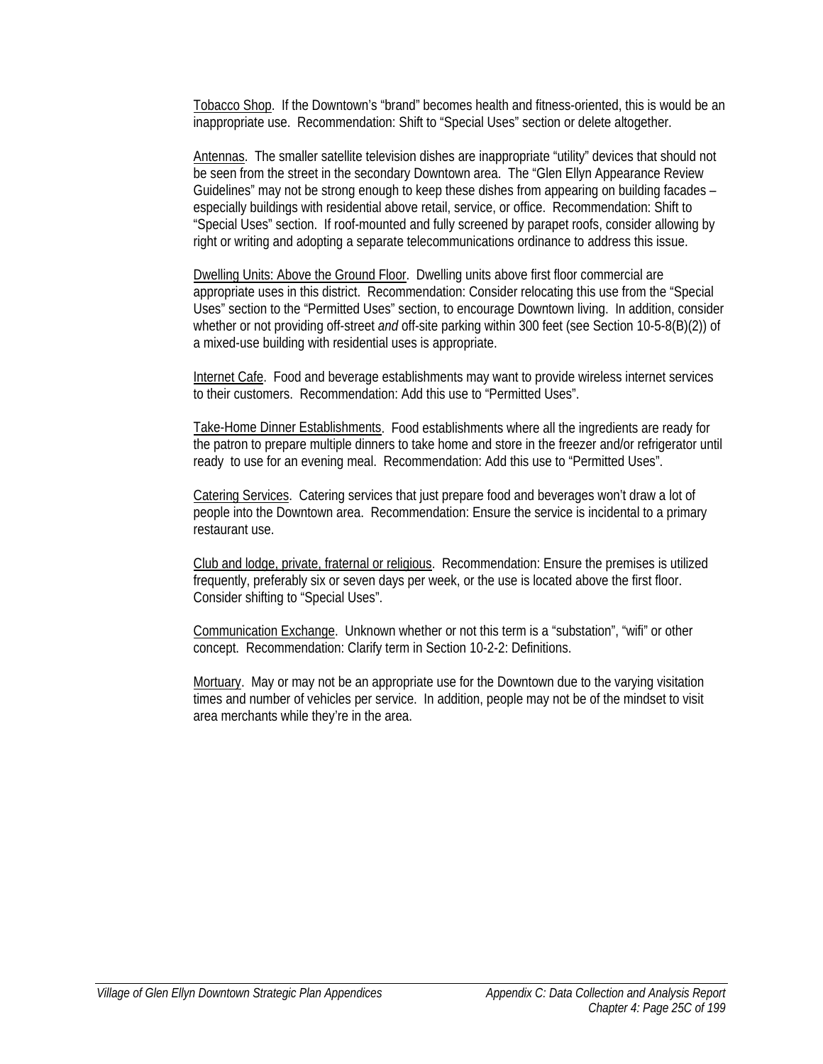Tobacco Shop. If the Downtown's "brand" becomes health and fitness-oriented, this is would be an inappropriate use. Recommendation: Shift to "Special Uses" section or delete altogether.

Antennas. The smaller satellite television dishes are inappropriate "utility" devices that should not be seen from the street in the secondary Downtown area. The "Glen Ellyn Appearance Review Guidelines" may not be strong enough to keep these dishes from appearing on building facades – especially buildings with residential above retail, service, or office. Recommendation: Shift to "Special Uses" section. If roof-mounted and fully screened by parapet roofs, consider allowing by right or writing and adopting a separate telecommunications ordinance to address this issue.

Dwelling Units: Above the Ground Floor. Dwelling units above first floor commercial are appropriate uses in this district. Recommendation: Consider relocating this use from the "Special Uses" section to the "Permitted Uses" section, to encourage Downtown living. In addition, consider whether or not providing off-street *and* off-site parking within 300 feet (see Section 10-5-8(B)(2)) of a mixed-use building with residential uses is appropriate.

Internet Cafe. Food and beverage establishments may want to provide wireless internet services to their customers. Recommendation: Add this use to "Permitted Uses".

Take-Home Dinner Establishments. Food establishments where all the ingredients are ready for the patron to prepare multiple dinners to take home and store in the freezer and/or refrigerator until ready to use for an evening meal. Recommendation: Add this use to "Permitted Uses".

Catering Services. Catering services that just prepare food and beverages won't draw a lot of people into the Downtown area. Recommendation: Ensure the service is incidental to a primary restaurant use.

Club and lodge, private, fraternal or religious. Recommendation: Ensure the premises is utilized frequently, preferably six or seven days per week, or the use is located above the first floor. Consider shifting to "Special Uses".

Communication Exchange. Unknown whether or not this term is a "substation", "wifi" or other concept. Recommendation: Clarify term in Section 10-2-2: Definitions.

Mortuary. May or may not be an appropriate use for the Downtown due to the varying visitation times and number of vehicles per service. In addition, people may not be of the mindset to visit area merchants while they're in the area.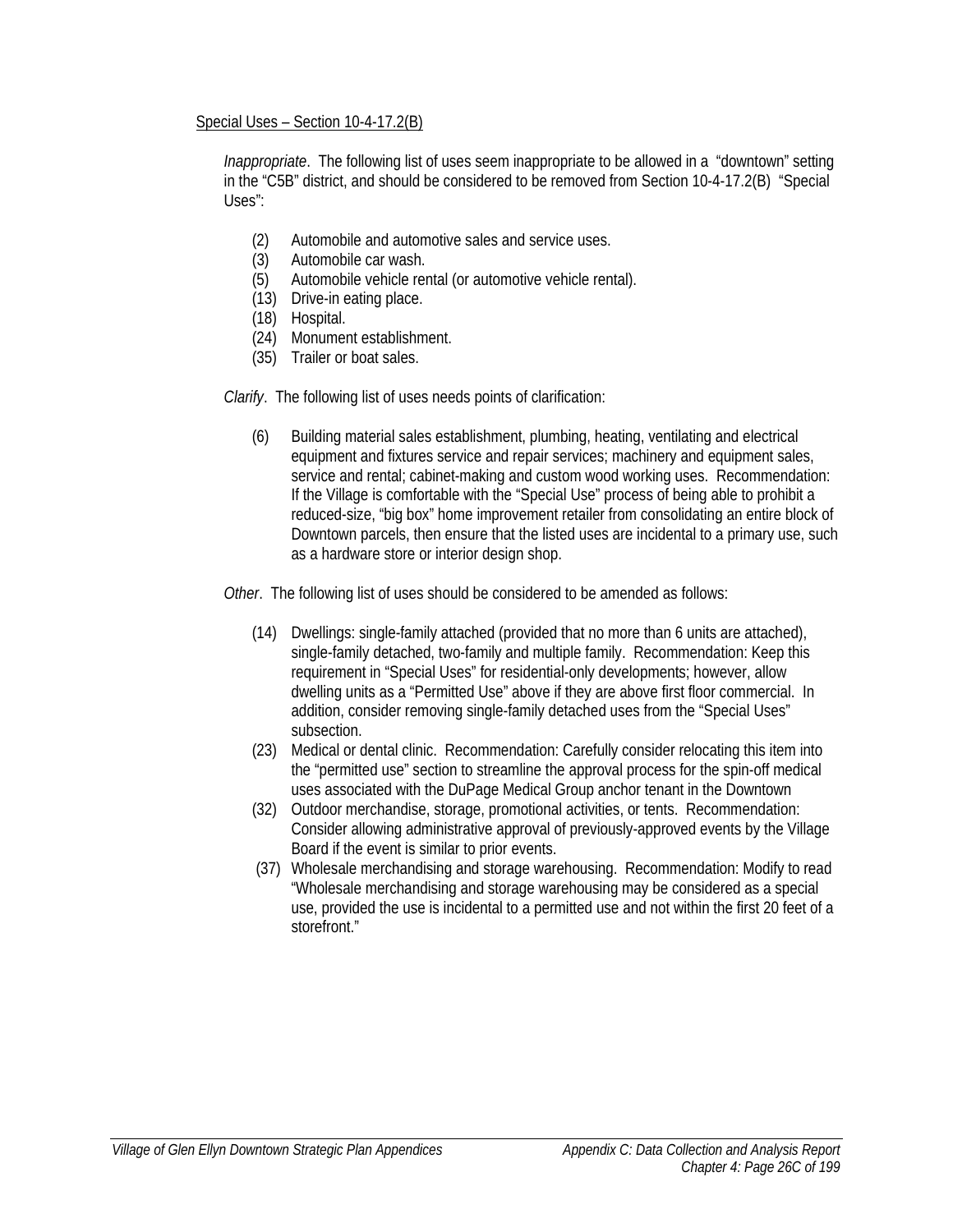<u>Special Uses – Section 10-4-17.2(B)</u>

*Inappropriate*. The following list of uses seem inappropriate to be allowed in a "downtown" setting in the "C5B" district, and should be considered to be removed from Section 10-4-17.2(B) "Special Uses":

- (2) Automobile and automotive sales and service uses.
- (3) Automobile car wash.
- (5) Automobile vehicle rental (or automotive vehicle rental).
- (13) Drive-in eating place.
- (18) Hospital.
- (24) Monument establishment.
- (35) Trailer or boat sales.

*Clarify*. The following list of uses needs points of clarification:

- (6) Building material sales establishment, plumbing, heating, ventilating and electrical equipment and fixtures service and repair services; machinery and equipment sales, service and rental; cabinet-making and custom wood working uses. Recommendation: If the Village is comfortable with the "Special Use" process of being able to prohibit a reduced-size, "big box" home improvement retailer from consolidating an entire block of Downtown parcels, then ensure that the listed uses are incidental to a primary use, such as a hardware store or interior design shop.

*Other*. The following list of uses should be considered to be amended as follows:

- (14) Dwellings: single-family attached (provided that no more than 6 units are attached), single-family detached, two-family and multiple family. Recommendation: Keep this requirement in "Special Uses" for residential-only developments; however, allow dwelling units as a "Permitted Use" above if they are above first floor commercial. In addition, consider removing single-family detached uses from the "Special Uses" subsection.
- (23) Medical or dental clinic. Recommendation: Carefully consider relocating this item into the "permitted use" section to streamline the approval process for the spin-off medical uses associated with the DuPage Medical Group anchor tenant in the Downtown
- (32) Outdoor merchandise, storage, promotional activities, or tents. Recommendation: Consider allowing administrative approval of previously-approved events by the Village Board if the event is similar to prior events.
- (37) Wholesale merchandising and storage warehousing. Recommendation: Modify to read "Wholesale merchandising and storage warehousing may be considered as a special use, provided the use is incidental to a permitted use and not within the first 20 feet of a storefront."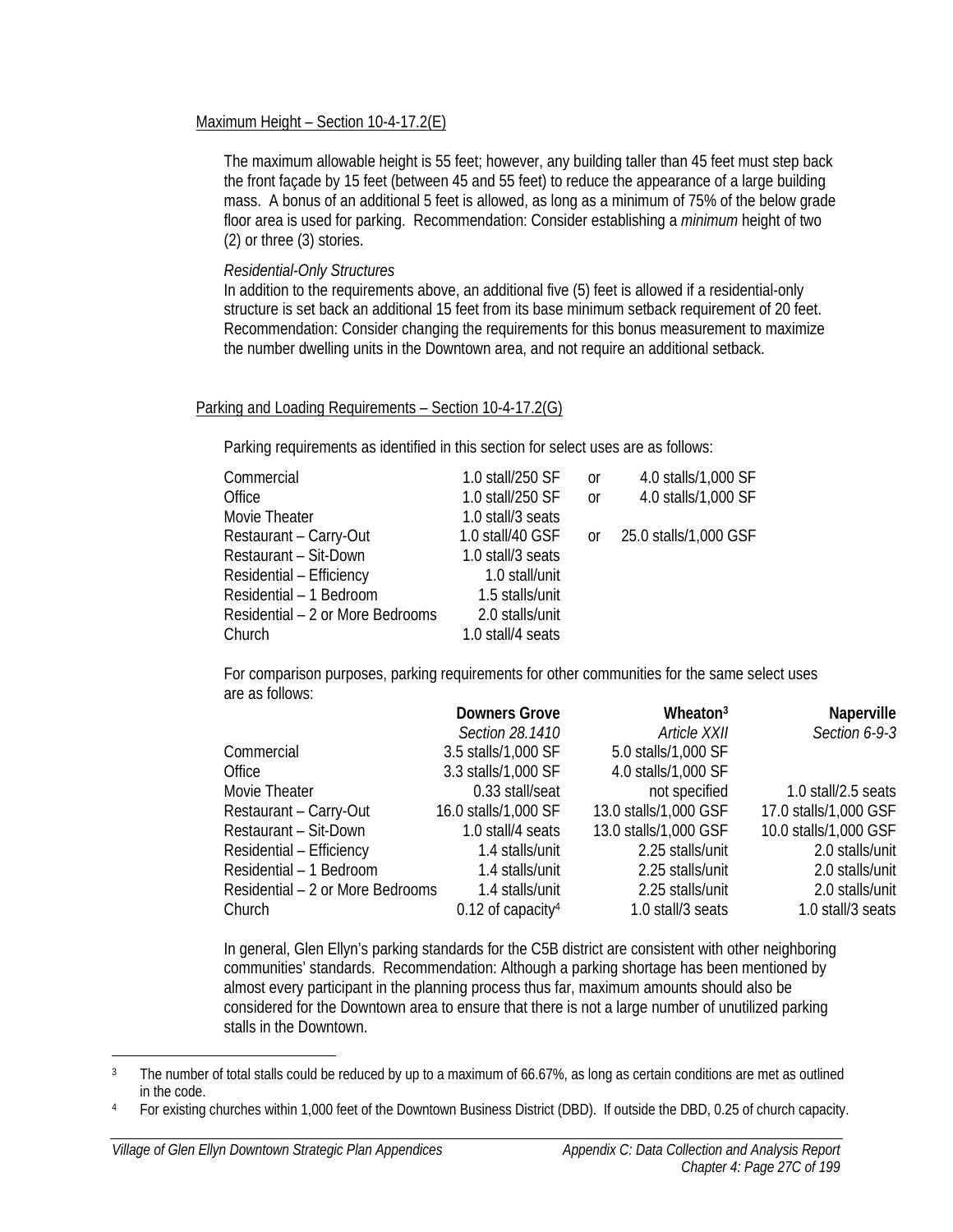Maximum Height – Section 10-4-17.2(E)

The maximum allowable height is 55 feet; however, any building taller than 45 feet must step back the front façade by 15 feet (between 45 and 55 feet) to reduce the appearance of a large building mass. A bonus of an additional 5 feet is allowed, as long as a minimum of 75% of the below grade floor area is used for parking. Recommendation: Consider establishing a *minimum* height of two (2) or three (3) stories.

*Residential-Only Structures*

In addition to the requirements above, an additional five (5) feet is allowed if a residential-only structure is set back an additional 15 feet from its base minimum setback requirement of 20 feet. Recommendation: Consider changing the requirements for this bonus measurement to maximize the number dwelling units in the Downtown area, and not require an additional setback.

Parking and Loading Requirements – Section 10-4-17.2(G)

Parking requirements as identified in this section for select uses are as follows:

| | | | |
|---|---|---|---|
| Commercial | 1.0 stall/250 SF | or | 4.0 stalls/1,000 SF |
| Office | 1.0 stall/250 SF | or | 4.0 stalls/1,000 SF |
| Movie Theater | 1.0 stall/3 seats | | |
| Restaurant – Carry-Out | 1.0 stall/40 GSF | or | 25.0 stalls/1,000 GSF |
| Restaurant – Sit-Down | 1.0 stall/3 seats | | |
| Residential – Efficiency | 1.0 stall/unit | | |
| Residential – 1 Bedroom | 1.5 stalls/unit | | |
| Residential – 2 or More Bedrooms | 2.0 stalls/unit | | |
| Church | 1.0 stall/4 seats | | |

For comparison purposes, parking requirements for other communities for the same select uses are as follows:

| | **Downers Grove** | **Wheaton**[3] | **Naperville** |
|---|---|---|---|
| | *Section 28.1410* | *Article XXII* | *Section 6-9-3* |
| Commercial | 3.5 stalls/1,000 SF | 5.0 stalls/1,000 SF | |
| Office | 3.3 stalls/1,000 SF | 4.0 stalls/1,000 SF | |
| Movie Theater | 0.33 stall/seat | not specified | 1.0 stall/2.5 seats |
| Restaurant – Carry-Out | 16.0 stalls/1,000 SF | 13.0 stalls/1,000 GSF | 17.0 stalls/1,000 GSF |
| Restaurant – Sit-Down | 1.0 stall/4 seats | 13.0 stalls/1,000 GSF | 10.0 stalls/1,000 GSF |
| Residential – Efficiency | 1.4 stalls/unit | 2.25 stalls/unit | 2.0 stalls/unit |
| Residential – 1 Bedroom | 1.4 stalls/unit | 2.25 stalls/unit | 2.0 stalls/unit |
| Residential – 2 or More Bedrooms | 1.4 stalls/unit | 2.25 stalls/unit | 2.0 stalls/unit |
| Church | 0.12 of capacity[4] | 1.0 stall/3 seats | 1.0 stall/3 seats |

In general, Glen Ellyn's parking standards for the C5B district are consistent with other neighboring communities' standards. Recommendation: Although a parking shortage has been mentioned by almost every participant in the planning process thus far, maximum amounts should also be considered for the Downtown area to ensure that there is not a large number of unutilized parking stalls in the Downtown.

---

[3] The number of total stalls could be reduced by up to a maximum of 66.67%, as long as certain conditions are met as outlined in the code.

[4] For existing churches within 1,000 feet of the Downtown Business District (DBD). If outside the DBD, 0.25 of church capacity.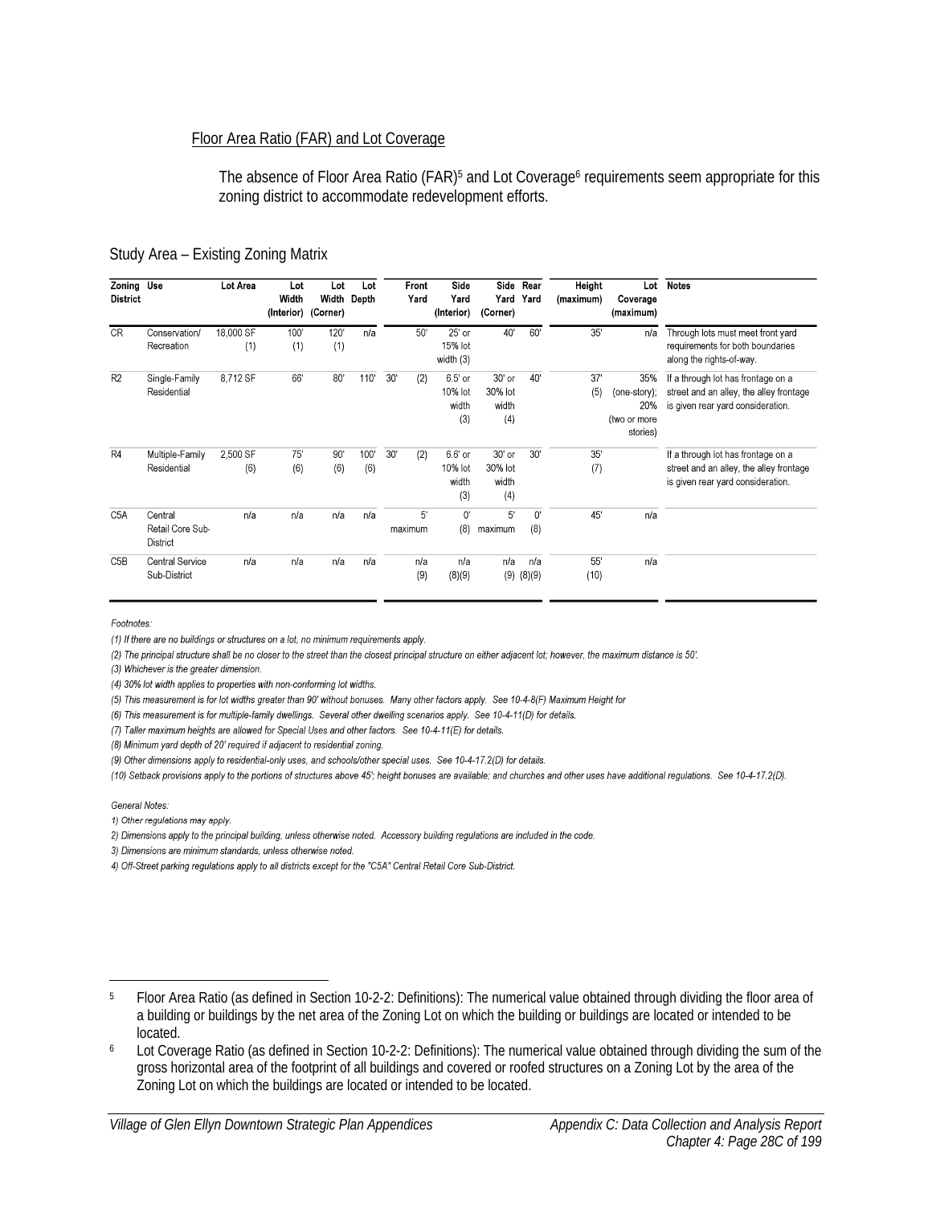Floor Area Ratio (FAR) and Lot Coverage

The absence of Floor Area Ratio (FAR)[5] and Lot Coverage[6] requirements seem appropriate for this zoning district to accommodate redevelopment efforts.

Study Area – Existing Zoning Matrix

| Zoning District | Use | Lot Area | Lot Width (Interior) | Lot Width (Corner) | Lot Depth | Front Yard | Side Yard (Interior) | Side Yard (Corner) | Rear Yard | Height (maximum) | Lot Coverage (maximum) | Notes |
|---|---|---|---|---|---|---|---|---|---|---|---|---|
| CR | Conservation/ Recreation | 18,000 SF (1) | 100' (1) | 120' (1) | n/a | 50' | 25' or 15% lot width (3) | 40' | 60' | 35' | n/a | Through lots must meet front yard requirements for both boundaries along the rights-of-way. |
| R2 | Single-Family Residential | 8,712 SF | 66' | 80' | 110' | 30' (2) | 6.5' or 10% lot width (3) | 30' or 30% lot width (4) | 40' | 37' (5) | 35% (one-story); 20% (two or more stories) | If a through lot has frontage on a street and an alley, the alley frontage is given rear yard consideration. |
| R4 | Multiple-Family Residential | 2,500 SF (6) | 75' (6) | 90' (6) | 100' (6) | 30' (2) | 6.6' or 10% lot width (3) | 30' or 30% lot width (4) | 30' | 35' (7) | | If a through lot has frontage on a street and an alley, the alley frontage is given rear yard consideration. |
| C5A | Central Retail Core Sub-District | n/a | n/a | n/a | n/a | 5' maximum | 0' (8) | 5' maximum | 0' (8) | 45' | n/a | |
| C5B | Central Service Sub-District | n/a | n/a | n/a | n/a | n/a (9) | n/a (8)(9) | n/a (9) | n/a (8)(9) | 55' (10) | n/a | |

*Footnotes:*

*(1) If there are no buildings or structures on a lot, no minimum requirements apply.*

*(2) The principal structure shall be no closer to the street than the closest principal structure on either adjacent lot; however, the maximum distance is 50'.*

*(3) Whichever is the greater dimension.*

*(4) 30% lot width applies to properties with non-conforming lot widths.*

*(5) This measurement is for lot widths greater than 90' without bonuses. Many other factors apply. See 10-4-8(F) Maximum Height for*

*(6) This measurement is for multiple-family dwellings. Several other dwelling scenarios apply. See 10-4-11(D) for details.*

*(7) Taller maximum heights are allowed for Special Uses and other factors. See 10-4-11(E) for details.*

*(8) Minimum yard depth of 20' required if adjacent to residential zoning.*

*(9) Other dimensions apply to residential-only uses, and schools/other special uses. See 10-4-17.2(D) for details.*

*(10) Setback provisions apply to the portions of structures above 45'; height bonuses are available; and churches and other uses have additional regulations. See 10-4-17.2(D).*

*General Notes:*

*1) Other regulations may apply.*

*2) Dimensions apply to the principal building, unless otherwise noted. Accessory building regulations are included in the code.*

*3) Dimensions are minimum standards, unless otherwise noted.*

*4) Off-Street parking regulations apply to all districts except for the "C5A" Central Retail Core Sub-District.*

---

[5] Floor Area Ratio (as defined in Section 10-2-2: Definitions): The numerical value obtained through dividing the floor area of a building or buildings by the net area of the Zoning Lot on which the building or buildings are located or intended to be located.

[6] Lot Coverage Ratio (as defined in Section 10-2-2: Definitions): The numerical value obtained through dividing the sum of the gross horizontal area of the footprint of all buildings and covered or roofed structures on a Zoning Lot by the area of the Zoning Lot on which the buildings are located or intended to be located.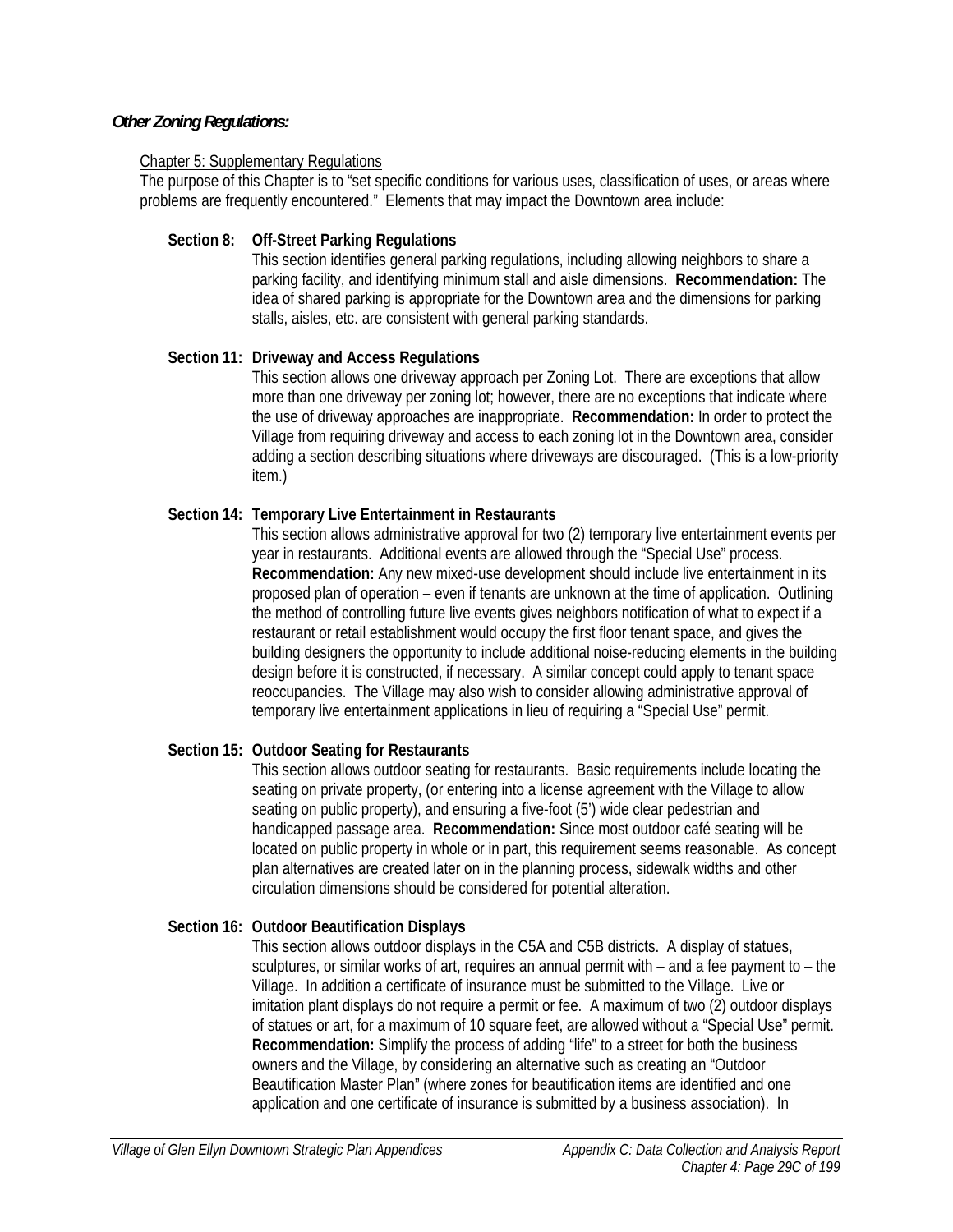***Other Zoning Regulations:***

Chapter 5: Supplementary Regulations

The purpose of this Chapter is to “set specific conditions for various uses, classification of uses, or areas where problems are frequently encountered.” Elements that may impact the Downtown area include:

**Section 8: Off-Street Parking Regulations**

This section identifies general parking regulations, including allowing neighbors to share a parking facility, and identifying minimum stall and aisle dimensions. **Recommendation:** The idea of shared parking is appropriate for the Downtown area and the dimensions for parking stalls, aisles, etc. are consistent with general parking standards.

**Section 11: Driveway and Access Regulations**

This section allows one driveway approach per Zoning Lot. There are exceptions that allow more than one driveway per zoning lot; however, there are no exceptions that indicate where the use of driveway approaches are inappropriate. **Recommendation:** In order to protect the Village from requiring driveway and access to each zoning lot in the Downtown area, consider adding a section describing situations where driveways are discouraged. (This is a low-priority item.)

**Section 14: Temporary Live Entertainment in Restaurants**

This section allows administrative approval for two (2) temporary live entertainment events per year in restaurants. Additional events are allowed through the “Special Use” process. **Recommendation:** Any new mixed-use development should include live entertainment in its proposed plan of operation – even if tenants are unknown at the time of application. Outlining the method of controlling future live events gives neighbors notification of what to expect if a restaurant or retail establishment would occupy the first floor tenant space, and gives the building designers the opportunity to include additional noise-reducing elements in the building design before it is constructed, if necessary. A similar concept could apply to tenant space reoccupancies. The Village may also wish to consider allowing administrative approval of temporary live entertainment applications in lieu of requiring a “Special Use” permit.

**Section 15: Outdoor Seating for Restaurants**

This section allows outdoor seating for restaurants. Basic requirements include locating the seating on private property, (or entering into a license agreement with the Village to allow seating on public property), and ensuring a five-foot (5’) wide clear pedestrian and handicapped passage area. **Recommendation:** Since most outdoor café seating will be located on public property in whole or in part, this requirement seems reasonable. As concept plan alternatives are created later on in the planning process, sidewalk widths and other circulation dimensions should be considered for potential alteration.

**Section 16: Outdoor Beautification Displays**

This section allows outdoor displays in the C5A and C5B districts. A display of statues, sculptures, or similar works of art, requires an annual permit with – and a fee payment to – the Village. In addition a certificate of insurance must be submitted to the Village. Live or imitation plant displays do not require a permit or fee. A maximum of two (2) outdoor displays of statues or art, for a maximum of 10 square feet, are allowed without a “Special Use” permit. **Recommendation:** Simplify the process of adding “life” to a street for both the business owners and the Village, by considering an alternative such as creating an “Outdoor Beautification Master Plan” (where zones for beautification items are identified and one application and one certificate of insurance is submitted by a business association). In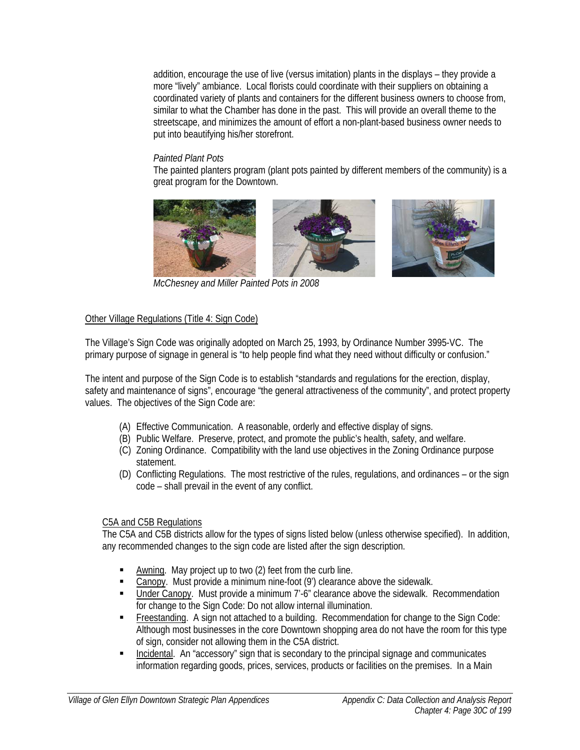addition, encourage the use of live (versus imitation) plants in the displays – they provide a more "lively" ambiance. Local florists could coordinate with their suppliers on obtaining a coordinated variety of plants and containers for the different business owners to choose from, similar to what the Chamber has done in the past. This will provide an overall theme to the streetscape, and minimizes the amount of effort a non-plant-based business owner needs to put into beautifying his/her storefront.

*Painted Plant Pots*

The painted planters program (plant pots painted by different members of the community) is a great program for the Downtown.

*McChesney and Miller Painted Pots in 2008*

Other Village Regulations (Title 4: Sign Code)

The Village's Sign Code was originally adopted on March 25, 1993, by Ordinance Number 3995-VC. The primary purpose of signage in general is "to help people find what they need without difficulty or confusion."

The intent and purpose of the Sign Code is to establish "standards and regulations for the erection, display, safety and maintenance of signs", encourage "the general attractiveness of the community", and protect property values. The objectives of the Sign Code are:

(A) Effective Communication. A reasonable, orderly and effective display of signs.
(B) Public Welfare. Preserve, protect, and promote the public's health, safety, and welfare.
(C) Zoning Ordinance. Compatibility with the land use objectives in the Zoning Ordinance purpose statement.
(D) Conflicting Regulations. The most restrictive of the rules, regulations, and ordinances – or the sign code – shall prevail in the event of any conflict.

C5A and C5B Regulations

The C5A and C5B districts allow for the types of signs listed below (unless otherwise specified). In addition, any recommended changes to the sign code are listed after the sign description.

- Awning. May project up to two (2) feet from the curb line.
- Canopy. Must provide a minimum nine-foot (9') clearance above the sidewalk.
- Under Canopy. Must provide a minimum 7'-6" clearance above the sidewalk. Recommendation for change to the Sign Code: Do not allow internal illumination.
- Freestanding. A sign not attached to a building. Recommendation for change to the Sign Code: Although most businesses in the core Downtown shopping area do not have the room for this type of sign, consider not allowing them in the C5A district.
- Incidental. An "accessory" sign that is secondary to the principal signage and communicates information regarding goods, prices, services, products or facilities on the premises. In a Main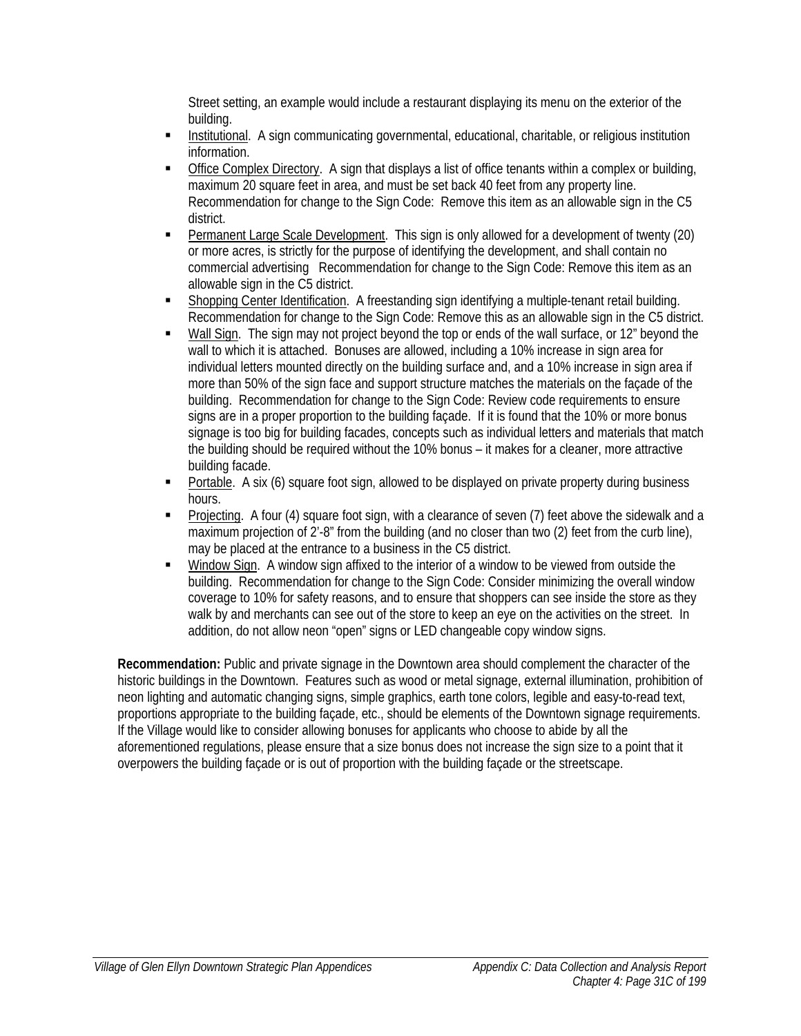Street setting, an example would include a restaurant displaying its menu on the exterior of the building.

- Institutional. A sign communicating governmental, educational, charitable, or religious institution information.
- Office Complex Directory. A sign that displays a list of office tenants within a complex or building, maximum 20 square feet in area, and must be set back 40 feet from any property line. Recommendation for change to the Sign Code: Remove this item as an allowable sign in the C5 district.
- Permanent Large Scale Development. This sign is only allowed for a development of twenty (20) or more acres, is strictly for the purpose of identifying the development, and shall contain no commercial advertising Recommendation for change to the Sign Code: Remove this item as an allowable sign in the C5 district.
- Shopping Center Identification. A freestanding sign identifying a multiple-tenant retail building. Recommendation for change to the Sign Code: Remove this as an allowable sign in the C5 district.
- Wall Sign. The sign may not project beyond the top or ends of the wall surface, or 12" beyond the wall to which it is attached. Bonuses are allowed, including a 10% increase in sign area for individual letters mounted directly on the building surface and, and a 10% increase in sign area if more than 50% of the sign face and support structure matches the materials on the façade of the building. Recommendation for change to the Sign Code: Review code requirements to ensure signs are in a proper proportion to the building façade. If it is found that the 10% or more bonus signage is too big for building facades, concepts such as individual letters and materials that match the building should be required without the 10% bonus – it makes for a cleaner, more attractive building facade.
- Portable. A six (6) square foot sign, allowed to be displayed on private property during business hours.
- Projecting. A four (4) square foot sign, with a clearance of seven (7) feet above the sidewalk and a maximum projection of 2'-8" from the building (and no closer than two (2) feet from the curb line), may be placed at the entrance to a business in the C5 district.
- Window Sign. A window sign affixed to the interior of a window to be viewed from outside the building. Recommendation for change to the Sign Code: Consider minimizing the overall window coverage to 10% for safety reasons, and to ensure that shoppers can see inside the store as they walk by and merchants can see out of the store to keep an eye on the activities on the street. In addition, do not allow neon "open" signs or LED changeable copy window signs.

**Recommendation:** Public and private signage in the Downtown area should complement the character of the historic buildings in the Downtown. Features such as wood or metal signage, external illumination, prohibition of neon lighting and automatic changing signs, simple graphics, earth tone colors, legible and easy-to-read text, proportions appropriate to the building façade, etc., should be elements of the Downtown signage requirements. If the Village would like to consider allowing bonuses for applicants who choose to abide by all the aforementioned regulations, please ensure that a size bonus does not increase the sign size to a point that it overpowers the building façade or is out of proportion with the building façade or the streetscape.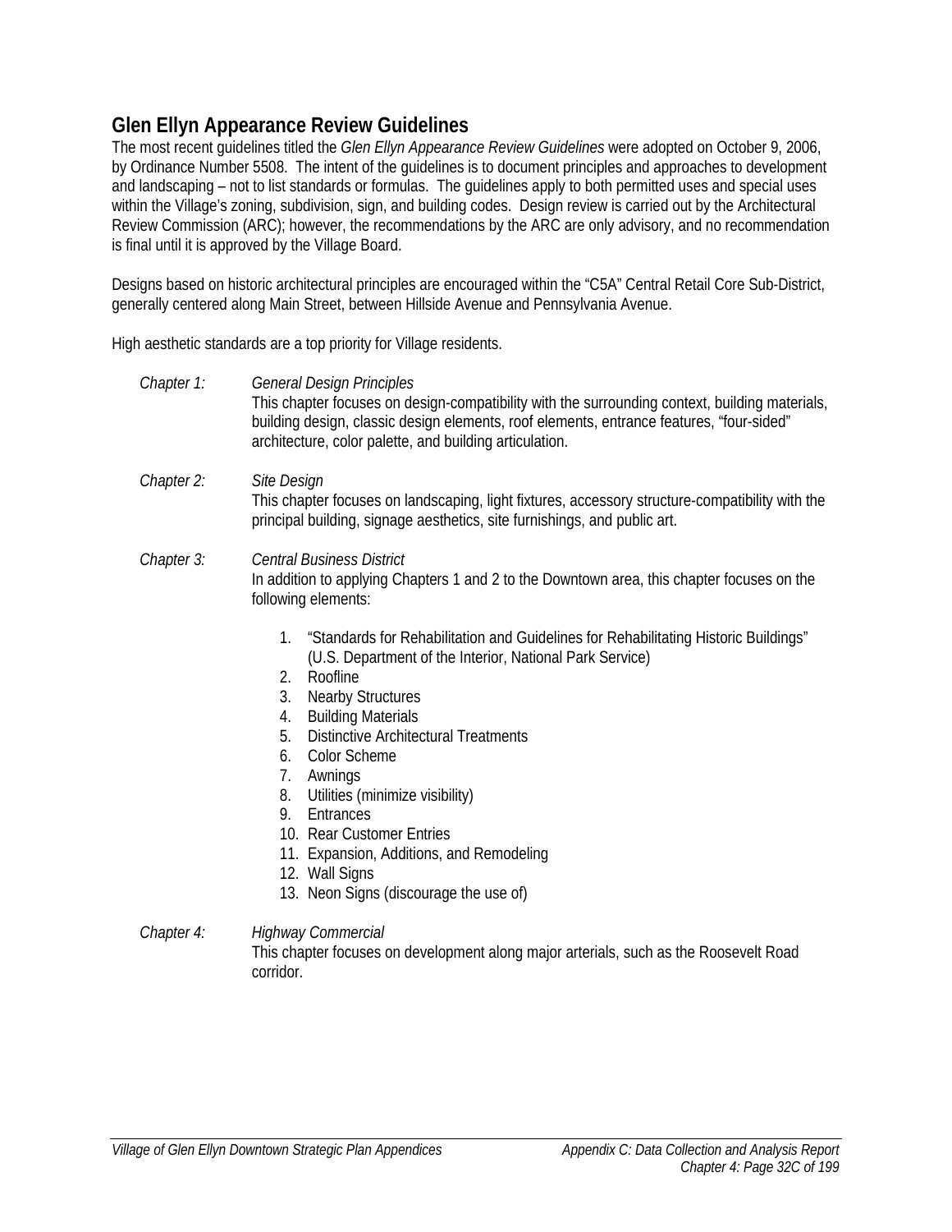## Glen Ellyn Appearance Review Guidelines

The most recent guidelines titled the *Glen Ellyn Appearance Review Guidelines* were adopted on October 9, 2006, by Ordinance Number 5508. The intent of the guidelines is to document principles and approaches to development and landscaping – not to list standards or formulas. The guidelines apply to both permitted uses and special uses within the Village's zoning, subdivision, sign, and building codes. Design review is carried out by the Architectural Review Commission (ARC); however, the recommendations by the ARC are only advisory, and no recommendation is final until it is approved by the Village Board.

Designs based on historic architectural principles are encouraged within the "C5A" Central Retail Core Sub-District, generally centered along Main Street, between Hillside Avenue and Pennsylvania Avenue.

High aesthetic standards are a top priority for Village residents.

*Chapter 1:* *General Design Principles*
This chapter focuses on design-compatibility with the surrounding context, building materials, building design, classic design elements, roof elements, entrance features, "four-sided" architecture, color palette, and building articulation.

*Chapter 2:* *Site Design*
This chapter focuses on landscaping, light fixtures, accessory structure-compatibility with the principal building, signage aesthetics, site furnishings, and public art.

*Chapter 3:* *Central Business District*
In addition to applying Chapters 1 and 2 to the Downtown area, this chapter focuses on the following elements:

1. "Standards for Rehabilitation and Guidelines for Rehabilitating Historic Buildings" (U.S. Department of the Interior, National Park Service)
2. Roofline
3. Nearby Structures
4. Building Materials
5. Distinctive Architectural Treatments
6. Color Scheme
7. Awnings
8. Utilities (minimize visibility)
9. Entrances
10. Rear Customer Entries
11. Expansion, Additions, and Remodeling
12. Wall Signs
13. Neon Signs (discourage the use of)

*Chapter 4:* *Highway Commercial*
This chapter focuses on development along major arterials, such as the Roosevelt Road corridor.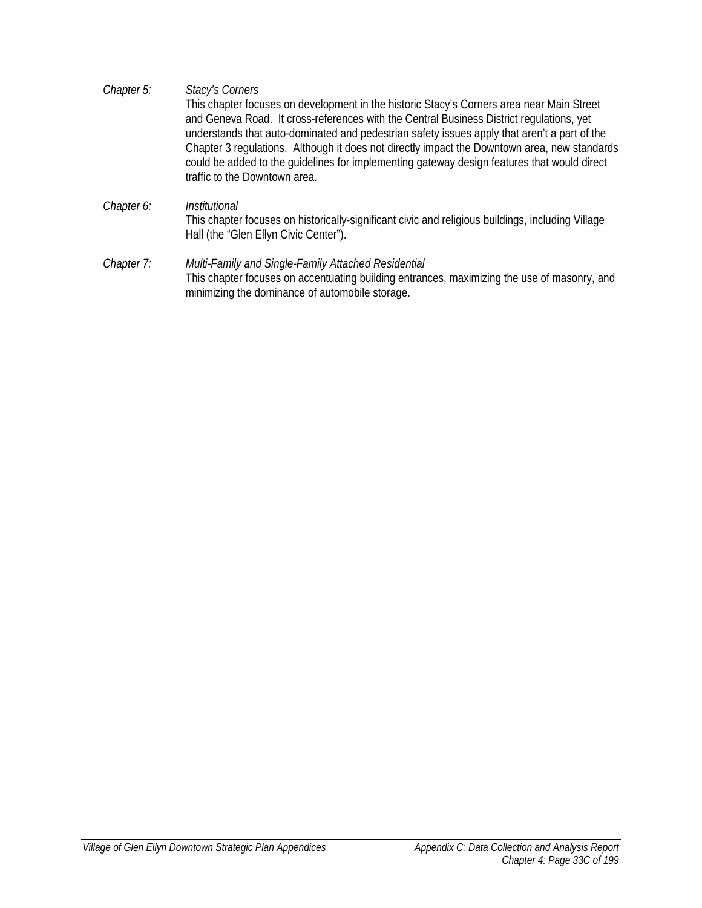*Chapter 5:* *Stacy's Corners*

This chapter focuses on development in the historic Stacy's Corners area near Main Street and Geneva Road. It cross-references with the Central Business District regulations, yet understands that auto-dominated and pedestrian safety issues apply that aren't a part of the Chapter 3 regulations. Although it does not directly impact the Downtown area, new standards could be added to the guidelines for implementing gateway design features that would direct traffic to the Downtown area.

*Chapter 6:* *Institutional*

This chapter focuses on historically-significant civic and religious buildings, including Village Hall (the "Glen Ellyn Civic Center").

*Chapter 7:* *Multi-Family and Single-Family Attached Residential*

This chapter focuses on accentuating building entrances, maximizing the use of masonry, and minimizing the dominance of automobile storage.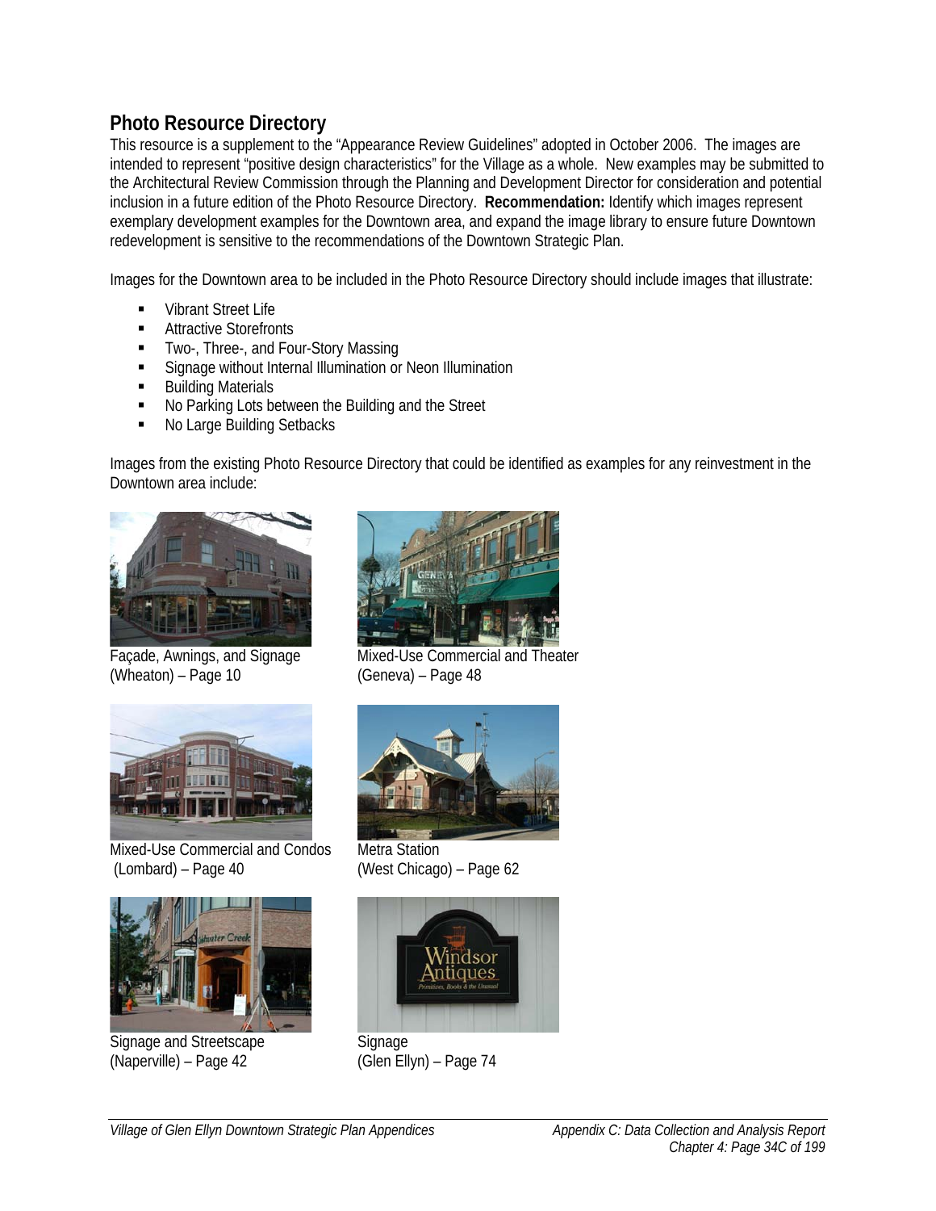## Photo Resource Directory

This resource is a supplement to the "Appearance Review Guidelines" adopted in October 2006. The images are intended to represent "positive design characteristics" for the Village as a whole. New examples may be submitted to the Architectural Review Commission through the Planning and Development Director for consideration and potential inclusion in a future edition of the Photo Resource Directory. **Recommendation:** Identify which images represent exemplary development examples for the Downtown area, and expand the image library to ensure future Downtown redevelopment is sensitive to the recommendations of the Downtown Strategic Plan.

Images for the Downtown area to be included in the Photo Resource Directory should include images that illustrate:

- Vibrant Street Life
- Attractive Storefronts
- Two-, Three-, and Four-Story Massing
- Signage without Internal Illumination or Neon Illumination
- Building Materials
- No Parking Lots between the Building and the Street
- No Large Building Setbacks

Images from the existing Photo Resource Directory that could be identified as examples for any reinvestment in the Downtown area include:

Façade, Awnings, and Signage (Wheaton) – Page 10

Mixed-Use Commercial and Theater (Geneva) – Page 48

Mixed-Use Commercial and Condos (Lombard) – Page 40

Metra Station (West Chicago) – Page 62

Signage and Streetscape (Naperville) – Page 42

Signage (Glen Ellyn) – Page 74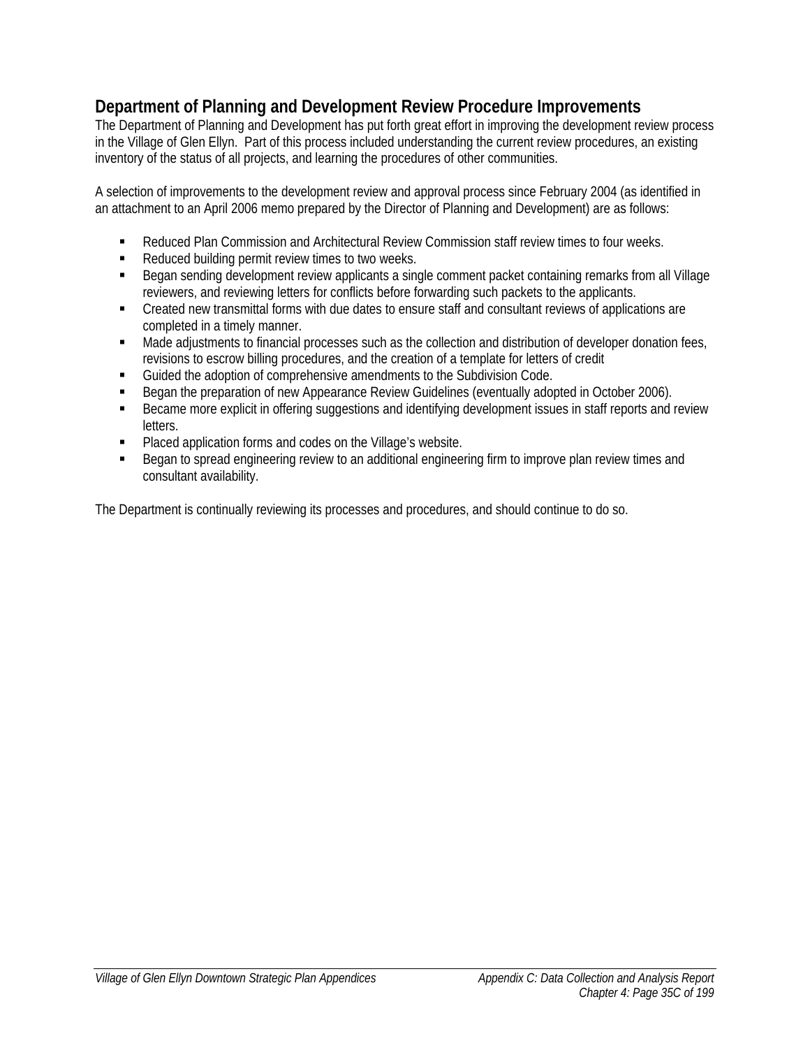## Department of Planning and Development Review Procedure Improvements

The Department of Planning and Development has put forth great effort in improving the development review process in the Village of Glen Ellyn. Part of this process included understanding the current review procedures, an existing inventory of the status of all projects, and learning the procedures of other communities.

A selection of improvements to the development review and approval process since February 2004 (as identified in an attachment to an April 2006 memo prepared by the Director of Planning and Development) are as follows:

- Reduced Plan Commission and Architectural Review Commission staff review times to four weeks.
- Reduced building permit review times to two weeks.
- Began sending development review applicants a single comment packet containing remarks from all Village reviewers, and reviewing letters for conflicts before forwarding such packets to the applicants.
- Created new transmittal forms with due dates to ensure staff and consultant reviews of applications are completed in a timely manner.
- Made adjustments to financial processes such as the collection and distribution of developer donation fees, revisions to escrow billing procedures, and the creation of a template for letters of credit
- Guided the adoption of comprehensive amendments to the Subdivision Code.
- Began the preparation of new Appearance Review Guidelines (eventually adopted in October 2006).
- Became more explicit in offering suggestions and identifying development issues in staff reports and review letters.
- Placed application forms and codes on the Village's website.
- Began to spread engineering review to an additional engineering firm to improve plan review times and consultant availability.

The Department is continually reviewing its processes and procedures, and should continue to do so.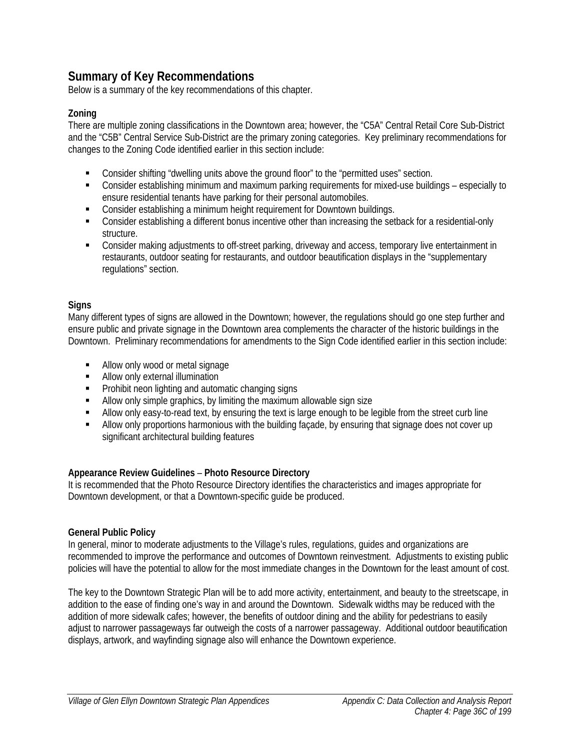## Summary of Key Recommendations

Below is a summary of the key recommendations of this chapter.

### Zoning

There are multiple zoning classifications in the Downtown area; however, the "C5A" Central Retail Core Sub-District and the "C5B" Central Service Sub-District are the primary zoning categories. Key preliminary recommendations for changes to the Zoning Code identified earlier in this section include:

- Consider shifting "dwelling units above the ground floor" to the "permitted uses" section.
- Consider establishing minimum and maximum parking requirements for mixed-use buildings – especially to ensure residential tenants have parking for their personal automobiles.
- Consider establishing a minimum height requirement for Downtown buildings.
- Consider establishing a different bonus incentive other than increasing the setback for a residential-only structure.
- Consider making adjustments to off-street parking, driveway and access, temporary live entertainment in restaurants, outdoor seating for restaurants, and outdoor beautification displays in the "supplementary regulations" section.

### Signs

Many different types of signs are allowed in the Downtown; however, the regulations should go one step further and ensure public and private signage in the Downtown area complements the character of the historic buildings in the Downtown. Preliminary recommendations for amendments to the Sign Code identified earlier in this section include:

- Allow only wood or metal signage
- Allow only external illumination
- Prohibit neon lighting and automatic changing signs
- Allow only simple graphics, by limiting the maximum allowable sign size
- Allow only easy-to-read text, by ensuring the text is large enough to be legible from the street curb line
- Allow only proportions harmonious with the building façade, by ensuring that signage does not cover up significant architectural building features

### Appearance Review Guidelines – Photo Resource Directory

It is recommended that the Photo Resource Directory identifies the characteristics and images appropriate for Downtown development, or that a Downtown-specific guide be produced.

### General Public Policy

In general, minor to moderate adjustments to the Village's rules, regulations, guides and organizations are recommended to improve the performance and outcomes of Downtown reinvestment. Adjustments to existing public policies will have the potential to allow for the most immediate changes in the Downtown for the least amount of cost.

The key to the Downtown Strategic Plan will be to add more activity, entertainment, and beauty to the streetscape, in addition to the ease of finding one's way in and around the Downtown. Sidewalk widths may be reduced with the addition of more sidewalk cafes; however, the benefits of outdoor dining and the ability for pedestrians to easily adjust to narrower passageways far outweigh the costs of a narrower passageway. Additional outdoor beautification displays, artwork, and wayfinding signage also will enhance the Downtown experience.